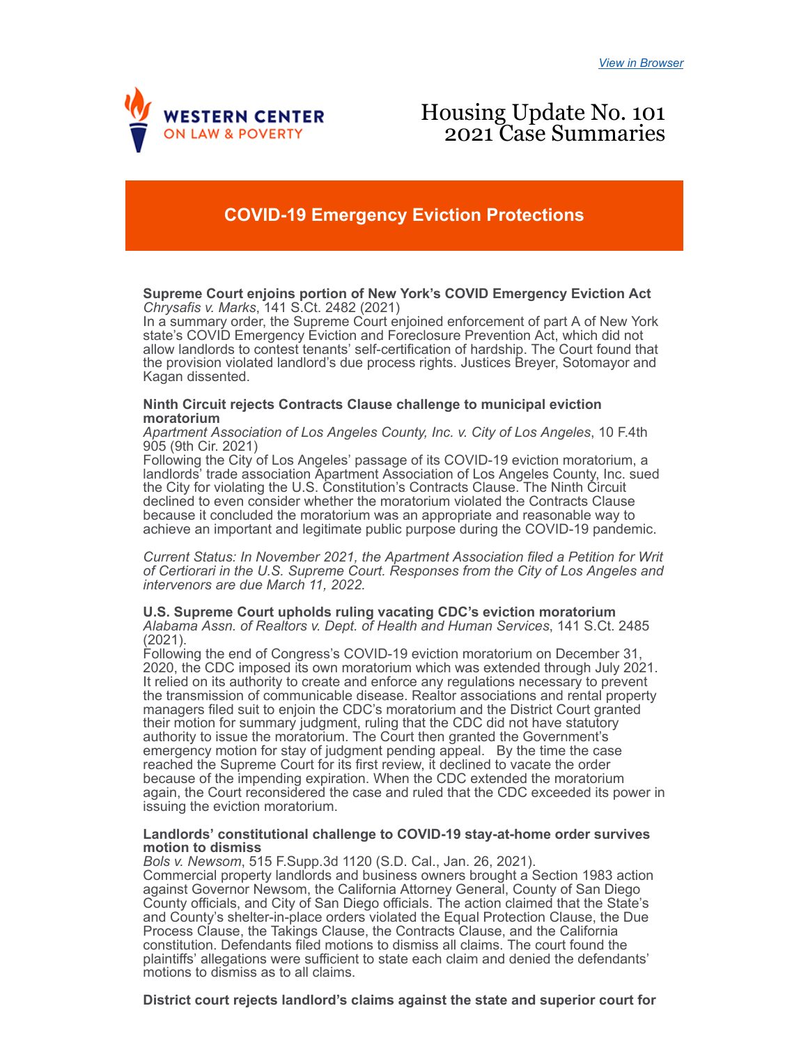View in Browser

**WESTERN CENTER ON LAW & POVERTY**

# Housing Update No. 101
# 2021 Case Summaries

## COVID-19 Emergency Eviction Protections

**Supreme Court enjoins portion of New York's COVID Emergency Eviction Act**
*Chrysafis v. Marks*, 141 S.Ct. 2482 (2021)
In a summary order, the Supreme Court enjoined enforcement of part A of New York state's COVID Emergency Eviction and Foreclosure Prevention Act, which did not allow landlords to contest tenants' self-certification of hardship. The Court found that the provision violated landlord's due process rights. Justices Breyer, Sotomayor and Kagan dissented.

**Ninth Circuit rejects Contracts Clause challenge to municipal eviction moratorium**
*Apartment Association of Los Angeles County, Inc. v. City of Los Angeles*, 10 F.4th 905 (9th Cir. 2021)
Following the City of Los Angeles' passage of its COVID-19 eviction moratorium, a landlords' trade association Apartment Association of Los Angeles County, Inc. sued the City for violating the U.S. Constitution's Contracts Clause. The Ninth Circuit declined to even consider whether the moratorium violated the Contracts Clause because it concluded the moratorium was an appropriate and reasonable way to achieve an important and legitimate public purpose during the COVID-19 pandemic.

*Current Status: In November 2021, the Apartment Association filed a Petition for Writ of Certiorari in the U.S. Supreme Court. Responses from the City of Los Angeles and intervenors are due March 11, 2022.*

**U.S. Supreme Court upholds ruling vacating CDC's eviction moratorium**
*Alabama Assn. of Realtors v. Dept. of Health and Human Services*, 141 S.Ct. 2485 (2021).
Following the end of Congress's COVID-19 eviction moratorium on December 31, 2020, the CDC imposed its own moratorium which was extended through July 2021. It relied on its authority to create and enforce any regulations necessary to prevent the transmission of communicable disease. Realtor associations and rental property managers filed suit to enjoin the CDC's moratorium and the District Court granted their motion for summary judgment, ruling that the CDC did not have statutory authority to issue the moratorium. The Court then granted the Government's emergency motion for stay of judgment pending appeal. By the time the case reached the Supreme Court for its first review, it declined to vacate the order because of the impending expiration. When the CDC extended the moratorium again, the Court reconsidered the case and ruled that the CDC exceeded its power in issuing the eviction moratorium.

**Landlords' constitutional challenge to COVID-19 stay-at-home order survives motion to dismiss**
*Bols v. Newsom*, 515 F.Supp.3d 1120 (S.D. Cal., Jan. 26, 2021).
Commercial property landlords and business owners brought a Section 1983 action against Governor Newsom, the California Attorney General, County of San Diego County officials, and City of San Diego officials. The action claimed that the State's and County's shelter-in-place orders violated the Equal Protection Clause, the Due Process Clause, the Takings Clause, the Contracts Clause, and the California constitution. Defendants filed motions to dismiss all claims. The court found the plaintiffs' allegations were sufficient to state each claim and denied the defendants' motions to dismiss as to all claims.

**District court rejects landlord's claims against the state and superior court for**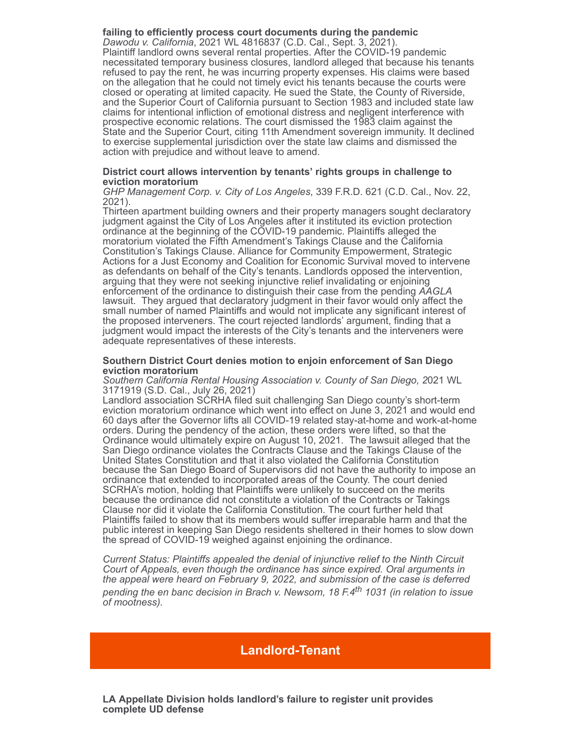**failing to efficiently process court documents during the pandemic**

*Dawodu v. California*, 2021 WL 4816837 (C.D. Cal., Sept. 3, 2021).

Plaintiff landlord owns several rental properties. After the COVID-19 pandemic necessitated temporary business closures, landlord alleged that because his tenants refused to pay the rent, he was incurring property expenses. His claims were based on the allegation that he could not timely evict his tenants because the courts were closed or operating at limited capacity. He sued the State, the County of Riverside, and the Superior Court of California pursuant to Section 1983 and included state law claims for intentional infliction of emotional distress and negligent interference with prospective economic relations. The court dismissed the 1983 claim against the State and the Superior Court, citing 11th Amendment sovereign immunity. It declined to exercise supplemental jurisdiction over the state law claims and dismissed the action with prejudice and without leave to amend.

**District court allows intervention by tenants' rights groups in challenge to eviction moratorium**

*GHP Management Corp. v. City of Los Angeles*, 339 F.R.D. 621 (C.D. Cal., Nov. 22, 2021).

Thirteen apartment building owners and their property managers sought declaratory judgment against the City of Los Angeles after it instituted its eviction protection ordinance at the beginning of the COVID-19 pandemic. Plaintiffs alleged the moratorium violated the Fifth Amendment's Takings Clause and the California Constitution's Takings Clause. Alliance for Community Empowerment, Strategic Actions for a Just Economy and Coalition for Economic Survival moved to intervene as defendants on behalf of the City's tenants. Landlords opposed the intervention, arguing that they were not seeking injunctive relief invalidating or enjoining enforcement of the ordinance to distinguish their case from the pending *AAGLA* lawsuit. They argued that declaratory judgment in their favor would only affect the small number of named Plaintiffs and would not implicate any significant interest of the proposed interveners. The court rejected landlords' argument, finding that a judgment would impact the interests of the City's tenants and the interveners were adequate representatives of these interests.

**Southern District Court denies motion to enjoin enforcement of San Diego eviction moratorium**

*Southern California Rental Housing Association v. County of San Diego,* 2021 WL 3171919 (S.D. Cal., July 26, 2021)

Landlord association SCRHA filed suit challenging San Diego county's short-term eviction moratorium ordinance which went into effect on June 3, 2021 and would end 60 days after the Governor lifts all COVID-19 related stay-at-home and work-at-home orders. During the pendency of the action, these orders were lifted, so that the Ordinance would ultimately expire on August 10, 2021. The lawsuit alleged that the San Diego ordinance violates the Contracts Clause and the Takings Clause of the United States Constitution and that it also violated the California Constitution because the San Diego Board of Supervisors did not have the authority to impose an ordinance that extended to incorporated areas of the County. The court denied SCRHA's motion, holding that Plaintiffs were unlikely to succeed on the merits because the ordinance did not constitute a violation of the Contracts or Takings Clause nor did it violate the California Constitution. The court further held that Plaintiffs failed to show that its members would suffer irreparable harm and that the public interest in keeping San Diego residents sheltered in their homes to slow down the spread of COVID-19 weighed against enjoining the ordinance.

*Current Status: Plaintiffs appealed the denial of injunctive relief to the Ninth Circuit Court of Appeals, even though the ordinance has since expired. Oral arguments in the appeal were heard on February 9, 2022, and submission of the case is deferred pending the en banc decision in Brach v. Newsom, 18 F.4th 1031 (in relation to issue of mootness).*

## Landlord-Tenant

**LA Appellate Division holds landlord's failure to register unit provides complete UD defense**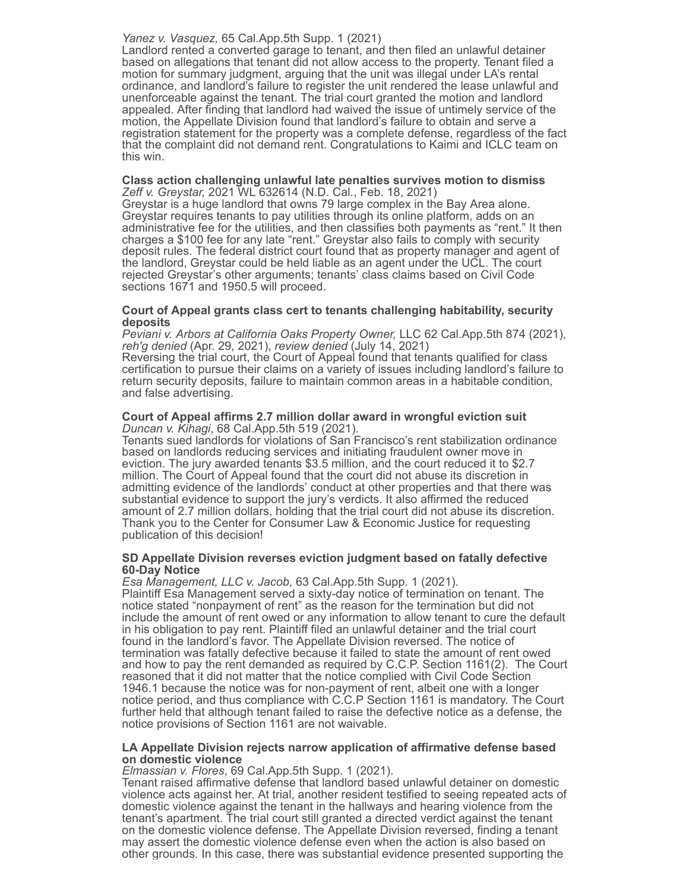*Yanez v. Vasquez,* 65 Cal.App.5th Supp. 1 (2021)
Landlord rented a converted garage to tenant, and then filed an unlawful detainer based on allegations that tenant did not allow access to the property. Tenant filed a motion for summary judgment, arguing that the unit was illegal under LA's rental ordinance, and landlord's failure to register the unit rendered the lease unlawful and unenforceable against the tenant. The trial court granted the motion and landlord appealed. After finding that landlord had waived the issue of untimely service of the motion, the Appellate Division found that landlord's failure to obtain and serve a registration statement for the property was a complete defense, regardless of the fact that the complaint did not demand rent. Congratulations to Kaimi and ICLC team on this win.

**Class action challenging unlawful late penalties survives motion to dismiss**
*Zeff v. Greystar,* 2021 WL 632614 (N.D. Cal., Feb. 18, 2021)
Greystar is a huge landlord that owns 79 large complex in the Bay Area alone. Greystar requires tenants to pay utilities through its online platform, adds on an administrative fee for the utilities, and then classifies both payments as "rent." It then charges a $100 fee for any late "rent." Greystar also fails to comply with security deposit rules. The federal district court found that as property manager and agent of the landlord, Greystar could be held liable as an agent under the UCL. The court rejected Greystar's other arguments; tenants' class claims based on Civil Code sections 1671 and 1950.5 will proceed.

**Court of Appeal grants class cert to tenants challenging habitability, security deposits**
*Peviani v. Arbors at California Oaks Property Owner,* LLC 62 Cal.App.5th 874 (2021), *reh'g denied* (Apr. 29, 2021), *review denied* (July 14, 2021)
Reversing the trial court, the Court of Appeal found that tenants qualified for class certification to pursue their claims on a variety of issues including landlord's failure to return security deposits, failure to maintain common areas in a habitable condition, and false advertising.

**Court of Appeal affirms 2.7 million dollar award in wrongful eviction suit**
*Duncan v. Kihagi*, 68 Cal.App.5th 519 (2021).
Tenants sued landlords for violations of San Francisco's rent stabilization ordinance based on landlords reducing services and initiating fraudulent owner move in eviction. The jury awarded tenants $3.5 million, and the court reduced it to $2.7 million. The Court of Appeal found that the court did not abuse its discretion in admitting evidence of the landlords' conduct at other properties and that there was substantial evidence to support the jury's verdicts. It also affirmed the reduced amount of 2.7 million dollars, holding that the trial court did not abuse its discretion. Thank you to the Center for Consumer Law & Economic Justice for requesting publication of this decision!

**SD Appellate Division reverses eviction judgment based on fatally defective 60-Day Notice**
*Esa Management, LLC v. Jacob*, 63 Cal.App.5th Supp. 1 (2021).
Plaintiff Esa Management served a sixty-day notice of termination on tenant. The notice stated "nonpayment of rent" as the reason for the termination but did not include the amount of rent owed or any information to allow tenant to cure the default in his obligation to pay rent. Plaintiff filed an unlawful detainer and the trial court found in the landlord's favor. The Appellate Division reversed. The notice of termination was fatally defective because it failed to state the amount of rent owed and how to pay the rent demanded as required by C.C.P. Section 1161(2). The Court reasoned that it did not matter that the notice complied with Civil Code Section 1946.1 because the notice was for non-payment of rent, albeit one with a longer notice period, and thus compliance with C.C.P Section 1161 is mandatory. The Court further held that although tenant failed to raise the defective notice as a defense, the notice provisions of Section 1161 are not waivable.

**LA Appellate Division rejects narrow application of affirmative defense based on domestic violence**
*Elmassian v. Flores*, 69 Cal.App.5th Supp. 1 (2021).
Tenant raised affirmative defense that landlord based unlawful detainer on domestic violence acts against her. At trial, another resident testified to seeing repeated acts of domestic violence against the tenant in the hallways and hearing violence from the tenant's apartment. The trial court still granted a directed verdict against the tenant on the domestic violence defense. The Appellate Division reversed, finding a tenant may assert the domestic violence defense even when the action is also based on other grounds. In this case, there was substantial evidence presented supporting the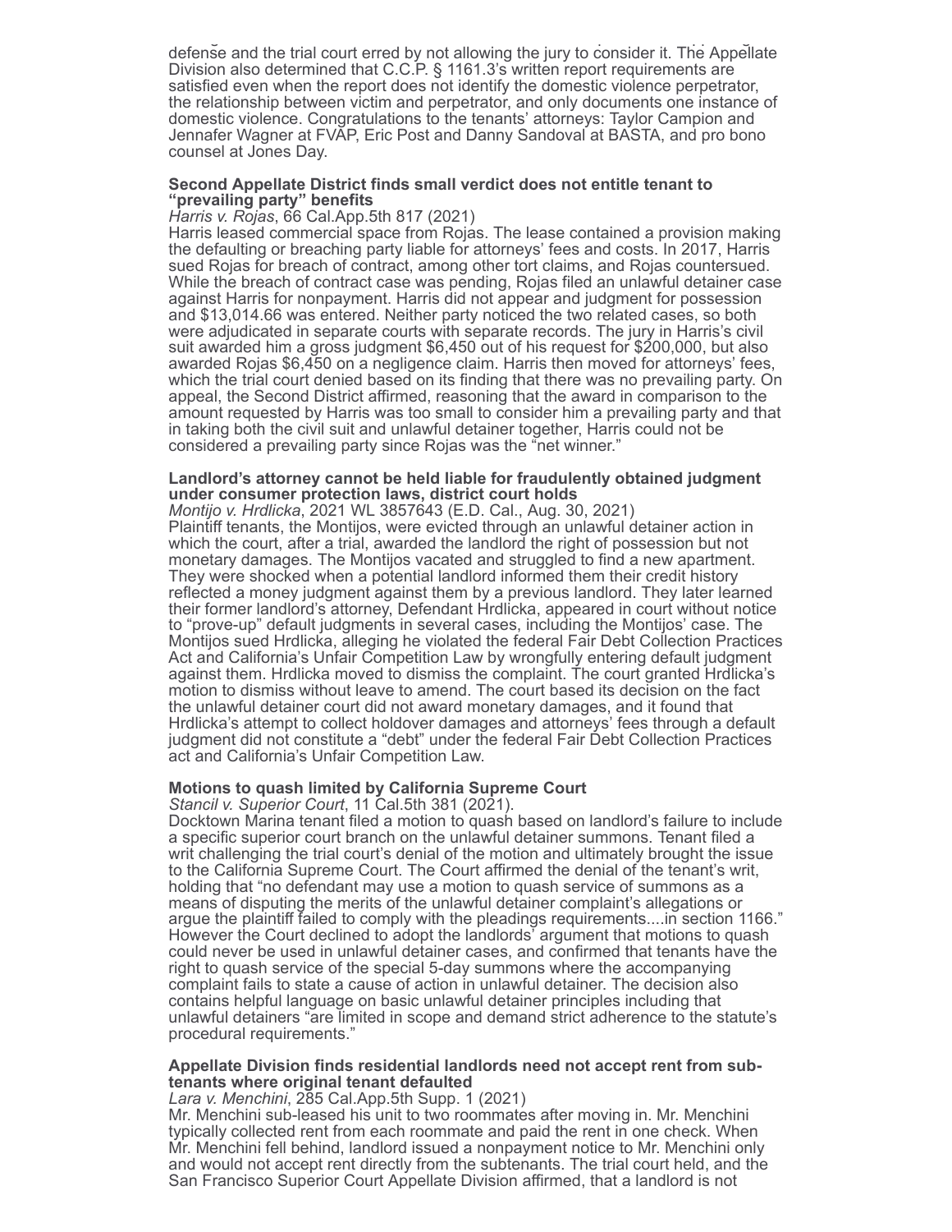defense and the trial court erred by not allowing the jury to consider it. The Appellate Division also determined that C.C.P. § 1161.3's written report requirements are satisfied even when the report does not identify the domestic violence perpetrator, the relationship between victim and perpetrator, and only documents one instance of domestic violence. Congratulations to the tenants' attorneys: Taylor Campion and Jennafer Wagner at FVAP, Eric Post and Danny Sandoval at BASTA, and pro bono counsel at Jones Day.

**Second Appellate District finds small verdict does not entitle tenant to "prevailing party" benefits**

*Harris v. Rojas*, 66 Cal.App.5th 817 (2021)

Harris leased commercial space from Rojas. The lease contained a provision making the defaulting or breaching party liable for attorneys' fees and costs. In 2017, Harris sued Rojas for breach of contract, among other tort claims, and Rojas countersued. While the breach of contract case was pending, Rojas filed an unlawful detainer case against Harris for nonpayment. Harris did not appear and judgment for possession and $13,014.66 was entered. Neither party noticed the two related cases, so both were adjudicated in separate courts with separate records. The jury in Harris's civil suit awarded him a gross judgment $6,450 out of his request for $200,000, but also awarded Rojas $6,450 on a negligence claim. Harris then moved for attorneys' fees, which the trial court denied based on its finding that there was no prevailing party. On appeal, the Second District affirmed, reasoning that the award in comparison to the amount requested by Harris was too small to consider him a prevailing party and that in taking both the civil suit and unlawful detainer together, Harris could not be considered a prevailing party since Rojas was the "net winner."

**Landlord's attorney cannot be held liable for fraudulently obtained judgment under consumer protection laws, district court holds**

*Montijo v. Hrdlicka*, 2021 WL 3857643 (E.D. Cal., Aug. 30, 2021)

Plaintiff tenants, the Montijos, were evicted through an unlawful detainer action in which the court, after a trial, awarded the landlord the right of possession but not monetary damages. The Montijos vacated and struggled to find a new apartment. They were shocked when a potential landlord informed them their credit history reflected a money judgment against them by a previous landlord. They later learned their former landlord's attorney, Defendant Hrdlicka, appeared in court without notice to "prove-up" default judgments in several cases, including the Montijos' case. The Montijos sued Hrdlicka, alleging he violated the federal Fair Debt Collection Practices Act and California's Unfair Competition Law by wrongfully entering default judgment against them. Hrdlicka moved to dismiss the complaint. The court granted Hrdlicka's motion to dismiss without leave to amend. The court based its decision on the fact the unlawful detainer court did not award monetary damages, and it found that Hrdlicka's attempt to collect holdover damages and attorneys' fees through a default judgment did not constitute a "debt" under the federal Fair Debt Collection Practices act and California's Unfair Competition Law.

**Motions to quash limited by California Supreme Court**

*Stancil v. Superior Court*, 11 Cal.5th 381 (2021).

Docktown Marina tenant filed a motion to quash based on landlord's failure to include a specific superior court branch on the unlawful detainer summons. Tenant filed a writ challenging the trial court's denial of the motion and ultimately brought the issue to the California Supreme Court. The Court affirmed the denial of the tenant's writ, holding that "no defendant may use a motion to quash service of summons as a means of disputing the merits of the unlawful detainer complaint's allegations or argue the plaintiff failed to comply with the pleadings requirements....in section 1166." However the Court declined to adopt the landlords' argument that motions to quash could never be used in unlawful detainer cases, and confirmed that tenants have the right to quash service of the special 5-day summons where the accompanying complaint fails to state a cause of action in unlawful detainer. The decision also contains helpful language on basic unlawful detainer principles including that unlawful detainers "are limited in scope and demand strict adherence to the statute's procedural requirements."

**Appellate Division finds residential landlords need not accept rent from sub-tenants where original tenant defaulted**

*Lara v. Menchini*, 285 Cal.App.5th Supp. 1 (2021)

Mr. Menchini sub-leased his unit to two roommates after moving in. Mr. Menchini typically collected rent from each roommate and paid the rent in one check. When Mr. Menchini fell behind, landlord issued a nonpayment notice to Mr. Menchini only and would not accept rent directly from the subtenants. The trial court held, and the San Francisco Superior Court Appellate Division affirmed, that a landlord is not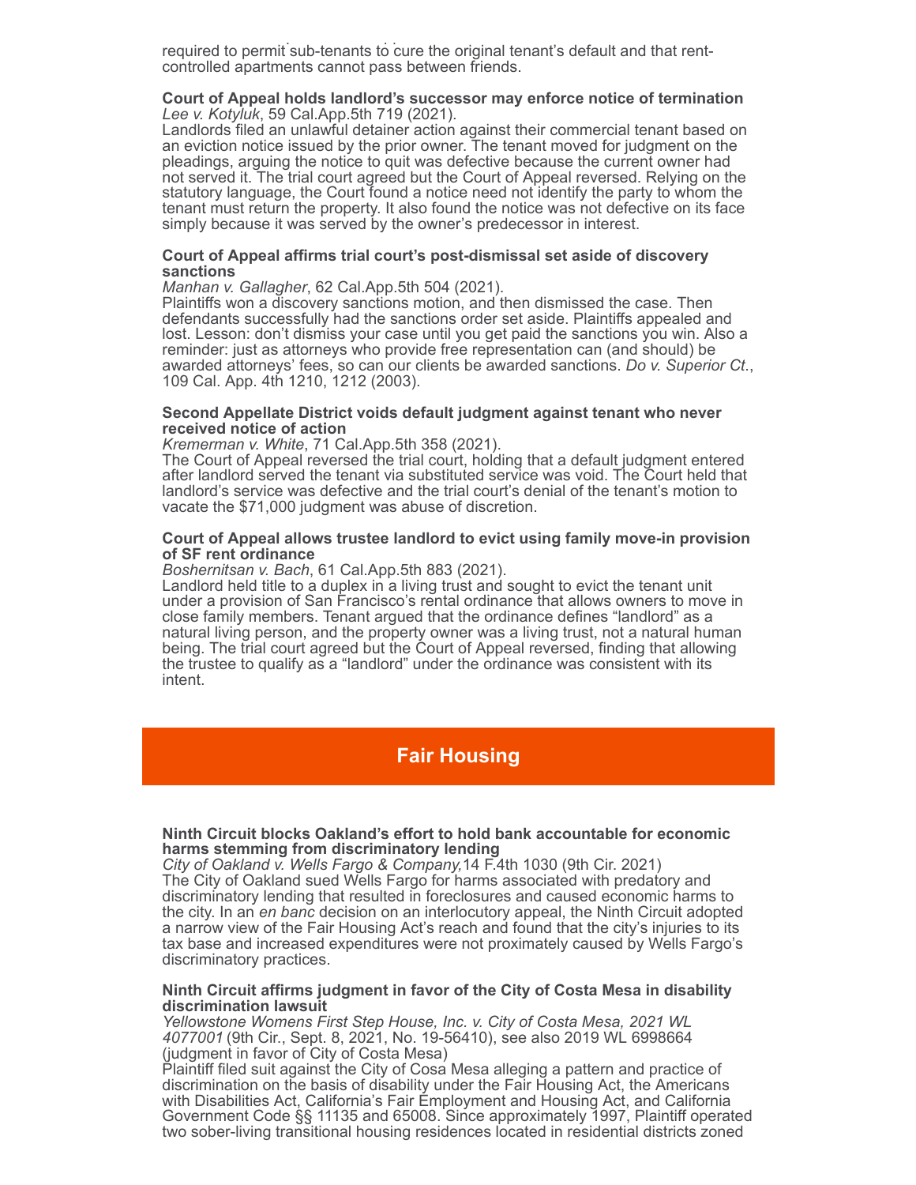required to permit sub-tenants to cure the original tenant's default and that rent-controlled apartments cannot pass between friends.

**Court of Appeal holds landlord's successor may enforce notice of termination**
*Lee v. Kotyluk*, 59 Cal.App.5th 719 (2021).
Landlords filed an unlawful detainer action against their commercial tenant based on an eviction notice issued by the prior owner. The tenant moved for judgment on the pleadings, arguing the notice to quit was defective because the current owner had not served it. The trial court agreed but the Court of Appeal reversed. Relying on the statutory language, the Court found a notice need not identify the party to whom the tenant must return the property. It also found the notice was not defective on its face simply because it was served by the owner's predecessor in interest.

**Court of Appeal affirms trial court's post-dismissal set aside of discovery sanctions**
*Manhan v. Gallagher*, 62 Cal.App.5th 504 (2021).
Plaintiffs won a discovery sanctions motion, and then dismissed the case. Then defendants successfully had the sanctions order set aside. Plaintiffs appealed and lost. Lesson: don't dismiss your case until you get paid the sanctions you win. Also a reminder: just as attorneys who provide free representation can (and should) be awarded attorneys' fees, so can our clients be awarded sanctions. *Do v. Superior Ct.*, 109 Cal. App. 4th 1210, 1212 (2003).

**Second Appellate District voids default judgment against tenant who never received notice of action**
*Kremerman v. White*, 71 Cal.App.5th 358 (2021).
The Court of Appeal reversed the trial court, holding that a default judgment entered after landlord served the tenant via substituted service was void. The Court held that landlord's service was defective and the trial court's denial of the tenant's motion to vacate the $71,000 judgment was abuse of discretion.

**Court of Appeal allows trustee landlord to evict using family move-in provision of SF rent ordinance**
*Boshernitsan v. Bach*, 61 Cal.App.5th 883 (2021).
Landlord held title to a duplex in a living trust and sought to evict the tenant unit under a provision of San Francisco's rental ordinance that allows owners to move in close family members. Tenant argued that the ordinance defines "landlord" as a natural living person, and the property owner was a living trust, not a natural human being. The trial court agreed but the Court of Appeal reversed, finding that allowing the trustee to qualify as a "landlord" under the ordinance was consistent with its intent.

## Fair Housing

**Ninth Circuit blocks Oakland's effort to hold bank accountable for economic harms stemming from discriminatory lending**
*City of Oakland v. Wells Fargo & Company,*14 F.4th 1030 (9th Cir. 2021)
The City of Oakland sued Wells Fargo for harms associated with predatory and discriminatory lending that resulted in foreclosures and caused economic harms to the city. In an *en banc* decision on an interlocutory appeal, the Ninth Circuit adopted a narrow view of the Fair Housing Act's reach and found that the city's injuries to its tax base and increased expenditures were not proximately caused by Wells Fargo's discriminatory practices.

**Ninth Circuit affirms judgment in favor of the City of Costa Mesa in disability discrimination lawsuit**
*Yellowstone Womens First Step House, Inc. v. City of Costa Mesa, 2021 WL 4077001* (9th Cir., Sept. 8, 2021, No. 19-56410), see also 2019 WL 6998664 (judgment in favor of City of Costa Mesa)
Plaintiff filed suit against the City of Cosa Mesa alleging a pattern and practice of discrimination on the basis of disability under the Fair Housing Act, the Americans with Disabilities Act, California's Fair Employment and Housing Act, and California Government Code §§ 11135 and 65008. Since approximately 1997, Plaintiff operated two sober-living transitional housing residences located in residential districts zoned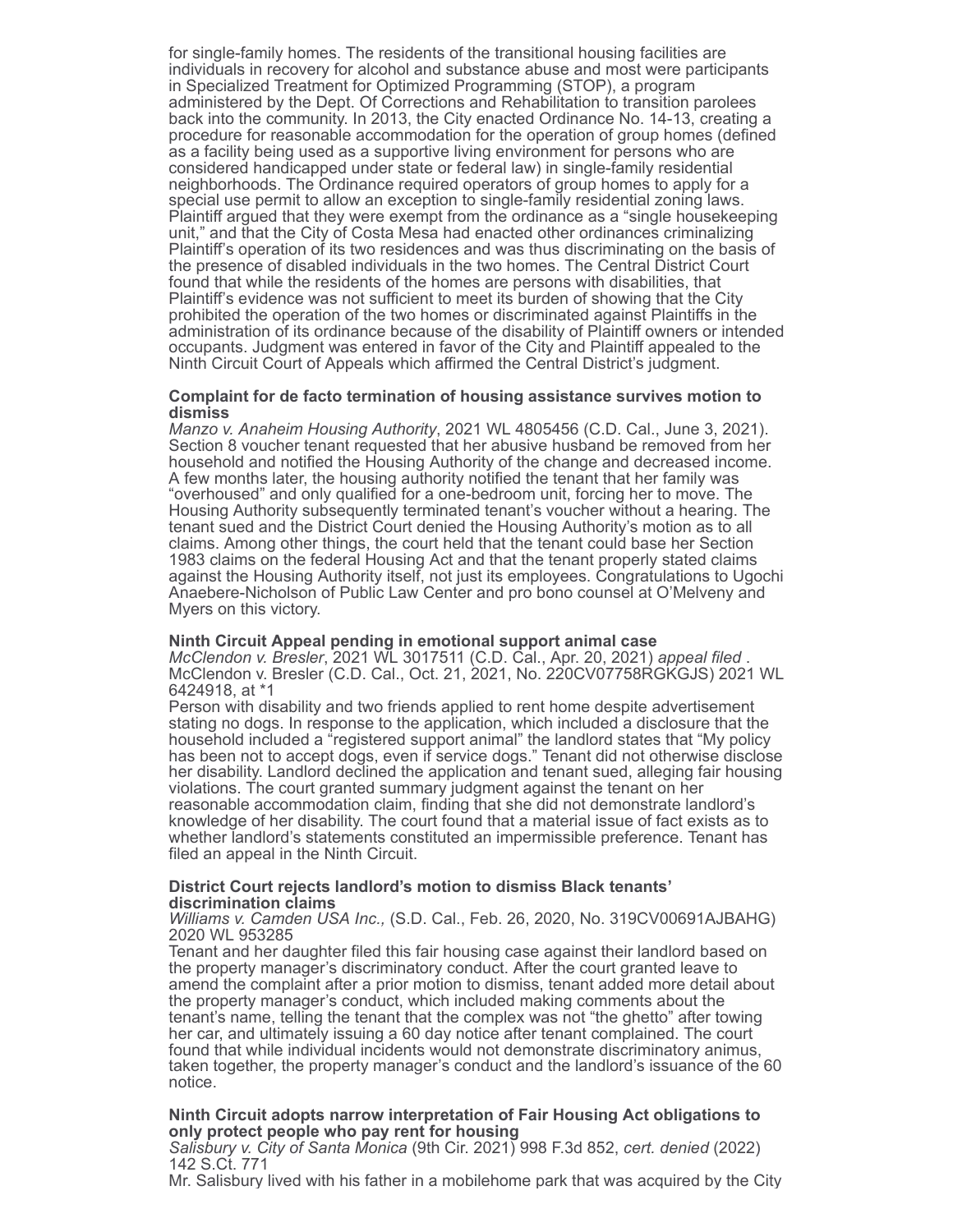for single-family homes. The residents of the transitional housing facilities are individuals in recovery for alcohol and substance abuse and most were participants in Specialized Treatment for Optimized Programming (STOP), a program administered by the Dept. Of Corrections and Rehabilitation to transition parolees back into the community. In 2013, the City enacted Ordinance No. 14-13, creating a procedure for reasonable accommodation for the operation of group homes (defined as a facility being used as a supportive living environment for persons who are considered handicapped under state or federal law) in single-family residential neighborhoods. The Ordinance required operators of group homes to apply for a special use permit to allow an exception to single-family residential zoning laws. Plaintiff argued that they were exempt from the ordinance as a "single housekeeping unit," and that the City of Costa Mesa had enacted other ordinances criminalizing Plaintiff's operation of its two residences and was thus discriminating on the basis of the presence of disabled individuals in the two homes. The Central District Court found that while the residents of the homes are persons with disabilities, that Plaintiff's evidence was not sufficient to meet its burden of showing that the City prohibited the operation of the two homes or discriminated against Plaintiffs in the administration of its ordinance because of the disability of Plaintiff owners or intended occupants. Judgment was entered in favor of the City and Plaintiff appealed to the Ninth Circuit Court of Appeals which affirmed the Central District's judgment.

**Complaint for de facto termination of housing assistance survives motion to dismiss**

*Manzo v. Anaheim Housing Authority*, 2021 WL 4805456 (C.D. Cal., June 3, 2021). Section 8 voucher tenant requested that her abusive husband be removed from her household and notified the Housing Authority of the change and decreased income. A few months later, the housing authority notified the tenant that her family was "overhoused" and only qualified for a one-bedroom unit, forcing her to move. The Housing Authority subsequently terminated tenant's voucher without a hearing. The tenant sued and the District Court denied the Housing Authority's motion as to all claims. Among other things, the court held that the tenant could base her Section 1983 claims on the federal Housing Act and that the tenant properly stated claims against the Housing Authority itself, not just its employees. Congratulations to Ugochi Anaebere-Nicholson of Public Law Center and pro bono counsel at O'Melveny and Myers on this victory.

**Ninth Circuit Appeal pending in emotional support animal case**

*McClendon v. Bresler*, 2021 WL 3017511 (C.D. Cal., Apr. 20, 2021) *appeal filed* . McClendon v. Bresler (C.D. Cal., Oct. 21, 2021, No. 220CV07758RGKGJS) 2021 WL 6424918, at *1

Person with disability and two friends applied to rent home despite advertisement stating no dogs. In response to the application, which included a disclosure that the household included a "registered support animal" the landlord states that "My policy has been not to accept dogs, even if service dogs." Tenant did not otherwise disclose her disability. Landlord declined the application and tenant sued, alleging fair housing violations. The court granted summary judgment against the tenant on her reasonable accommodation claim, finding that she did not demonstrate landlord's knowledge of her disability. The court found that a material issue of fact exists as to whether landlord's statements constituted an impermissible preference. Tenant has filed an appeal in the Ninth Circuit.

**District Court rejects landlord's motion to dismiss Black tenants' discrimination claims**

*Williams v. Camden USA Inc.,* (S.D. Cal., Feb. 26, 2020, No. 319CV00691AJBAHG) 2020 WL 953285

Tenant and her daughter filed this fair housing case against their landlord based on the property manager's discriminatory conduct. After the court granted leave to amend the complaint after a prior motion to dismiss, tenant added more detail about the property manager's conduct, which included making comments about the tenant's name, telling the tenant that the complex was not "the ghetto" after towing her car, and ultimately issuing a 60 day notice after tenant complained. The court found that while individual incidents would not demonstrate discriminatory animus, taken together, the property manager's conduct and the landlord's issuance of the 60 notice.

**Ninth Circuit adopts narrow interpretation of Fair Housing Act obligations to only protect people who pay rent for housing**

*Salisbury v. City of Santa Monica* (9th Cir. 2021) 998 F.3d 852, *cert. denied* (2022) 142 S.Ct. 771

Mr. Salisbury lived with his father in a mobilehome park that was acquired by the City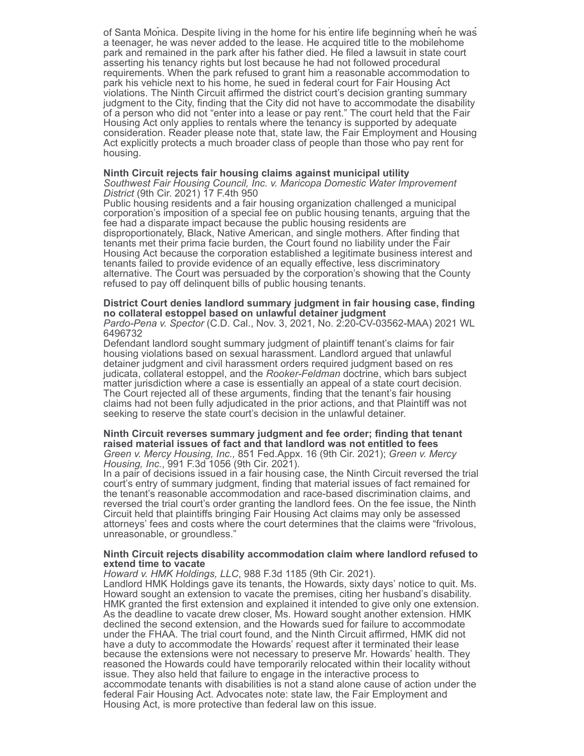of Santa Monica. Despite living in the home for his entire life beginning when he was a teenager, he was never added to the lease. He acquired title to the mobilehome park and remained in the park after his father died. He filed a lawsuit in state court asserting his tenancy rights but lost because he had not followed procedural requirements. When the park refused to grant him a reasonable accommodation to park his vehicle next to his home, he sued in federal court for Fair Housing Act violations. The Ninth Circuit affirmed the district court's decision granting summary judgment to the City, finding that the City did not have to accommodate the disability of a person who did not "enter into a lease or pay rent." The court held that the Fair Housing Act only applies to rentals where the tenancy is supported by adequate consideration. Reader please note that, state law, the Fair Employment and Housing Act explicitly protects a much broader class of people than those who pay rent for housing.

**Ninth Circuit rejects fair housing claims against municipal utility**
*Southwest Fair Housing Council, Inc. v. Maricopa Domestic Water Improvement District* (9th Cir. 2021) 17 F.4th 950
Public housing residents and a fair housing organization challenged a municipal corporation's imposition of a special fee on public housing tenants, arguing that the fee had a disparate impact because the public housing residents are disproportionately, Black, Native American, and single mothers. After finding that tenants met their prima facie burden, the Court found no liability under the Fair Housing Act because the corporation established a legitimate business interest and tenants failed to provide evidence of an equally effective, less discriminatory alternative. The Court was persuaded by the corporation's showing that the County refused to pay off delinquent bills of public housing tenants.

**District Court denies landlord summary judgment in fair housing case, finding no collateral estoppel based on unlawful detainer judgment**
*Pardo-Pena v. Spector* (C.D. Cal., Nov. 3, 2021, No. 2:20-CV-03562-MAA) 2021 WL 6496732
Defendant landlord sought summary judgment of plaintiff tenant's claims for fair housing violations based on sexual harassment. Landlord argued that unlawful detainer judgment and civil harassment orders required judgment based on res judicata, collateral estoppel, and the *Rooker-Feldman* doctrine, which bars subject matter jurisdiction where a case is essentially an appeal of a state court decision. The Court rejected all of these arguments, finding that the tenant's fair housing claims had not been fully adjudicated in the prior actions, and that Plaintiff was not seeking to reserve the state court's decision in the unlawful detainer.

**Ninth Circuit reverses summary judgment and fee order; finding that tenant raised material issues of fact and that landlord was not entitled to fees**
*Green v. Mercy Housing, Inc.,* 851 Fed.Appx. 16 (9th Cir. 2021); *Green v. Mercy Housing, Inc.*, 991 F.3d 1056 (9th Cir. 2021).
In a pair of decisions issued in a fair housing case, the Ninth Circuit reversed the trial court's entry of summary judgment, finding that material issues of fact remained for the tenant's reasonable accommodation and race-based discrimination claims, and reversed the trial court's order granting the landlord fees. On the fee issue, the Ninth Circuit held that plaintiffs bringing Fair Housing Act claims may only be assessed attorneys' fees and costs where the court determines that the claims were "frivolous, unreasonable, or groundless."

**Ninth Circuit rejects disability accommodation claim where landlord refused to extend time to vacate**
*Howard v. HMK Holdings, LLC*, 988 F.3d 1185 (9th Cir. 2021).
Landlord HMK Holdings gave its tenants, the Howards, sixty days' notice to quit. Ms. Howard sought an extension to vacate the premises, citing her husband's disability. HMK granted the first extension and explained it intended to give only one extension. As the deadline to vacate drew closer, Ms. Howard sought another extension. HMK declined the second extension, and the Howards sued for failure to accommodate under the FHAA. The trial court found, and the Ninth Circuit affirmed, HMK did not have a duty to accommodate the Howards' request after it terminated their lease because the extensions were not necessary to preserve Mr. Howards' health. They reasoned the Howards could have temporarily relocated within their locality without issue. They also held that failure to engage in the interactive process to accommodate tenants with disabilities is not a stand alone cause of action under the federal Fair Housing Act. Advocates note: state law, the Fair Employment and Housing Act, is more protective than federal law on this issue.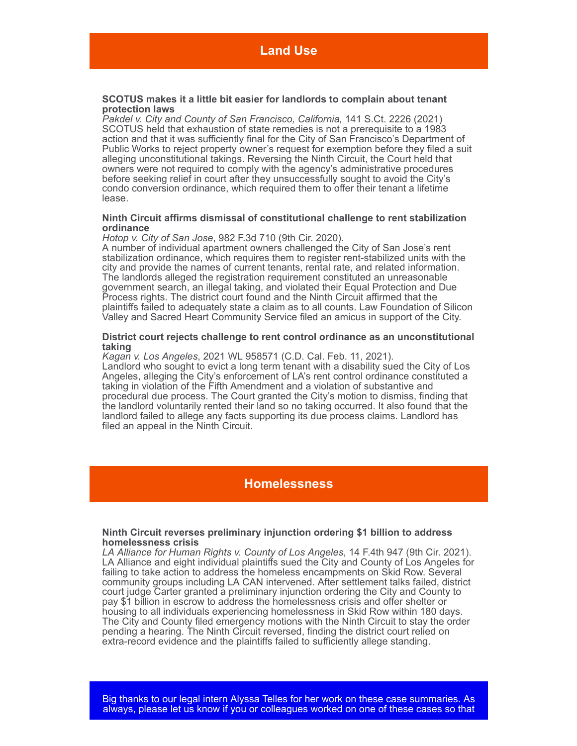## Land Use

**SCOTUS makes it a little bit easier for landlords to complain about tenant protection laws**
*Pakdel v. City and County of San Francisco, California,* 141 S.Ct. 2226 (2021)
SCOTUS held that exhaustion of state remedies is not a prerequisite to a 1983 action and that it was sufficiently final for the City of San Francisco's Department of Public Works to reject property owner's request for exemption before they filed a suit alleging unconstitutional takings. Reversing the Ninth Circuit, the Court held that owners were not required to comply with the agency's administrative procedures before seeking relief in court after they unsuccessfully sought to avoid the City's condo conversion ordinance, which required them to offer their tenant a lifetime lease.

**Ninth Circuit affirms dismissal of constitutional challenge to rent stabilization ordinance**
*Hotop v. City of San Jose*, 982 F.3d 710 (9th Cir. 2020).
A number of individual apartment owners challenged the City of San Jose's rent stabilization ordinance, which requires them to register rent-stabilized units with the city and provide the names of current tenants, rental rate, and related information. The landlords alleged the registration requirement constituted an unreasonable government search, an illegal taking, and violated their Equal Protection and Due Process rights. The district court found and the Ninth Circuit affirmed that the plaintiffs failed to adequately state a claim as to all counts. Law Foundation of Silicon Valley and Sacred Heart Community Service filed an amicus in support of the City.

**District court rejects challenge to rent control ordinance as an unconstitutional taking**
*Kagan v. Los Angeles*, 2021 WL 958571 (C.D. Cal. Feb. 11, 2021).
Landlord who sought to evict a long term tenant with a disability sued the City of Los Angeles, alleging the City's enforcement of LA's rent control ordinance constituted a taking in violation of the Fifth Amendment and a violation of substantive and procedural due process. The Court granted the City's motion to dismiss, finding that the landlord voluntarily rented their land so no taking occurred. It also found that the landlord failed to allege any facts supporting its due process claims. Landlord has filed an appeal in the Ninth Circuit.

## Homelessness

**Ninth Circuit reverses preliminary injunction ordering $1 billion to address homelessness crisis**
*LA Alliance for Human Rights v. County of Los Angeles*, 14 F.4th 947 (9th Cir. 2021).
LA Alliance and eight individual plaintiffs sued the City and County of Los Angeles for failing to take action to address the homeless encampments on Skid Row. Several community groups including LA CAN intervened. After settlement talks failed, district court judge Carter granted a preliminary injunction ordering the City and County to pay $1 billion in escrow to address the homelessness crisis and offer shelter or housing to all individuals experiencing homelessness in Skid Row within 180 days. The City and County filed emergency motions with the Ninth Circuit to stay the order pending a hearing. The Ninth Circuit reversed, finding the district court relied on extra-record evidence and the plaintiffs failed to sufficiently allege standing.

Big thanks to our legal intern Alyssa Telles for her work on these case summaries. As always, please let us know if you or colleagues worked on one of these cases so that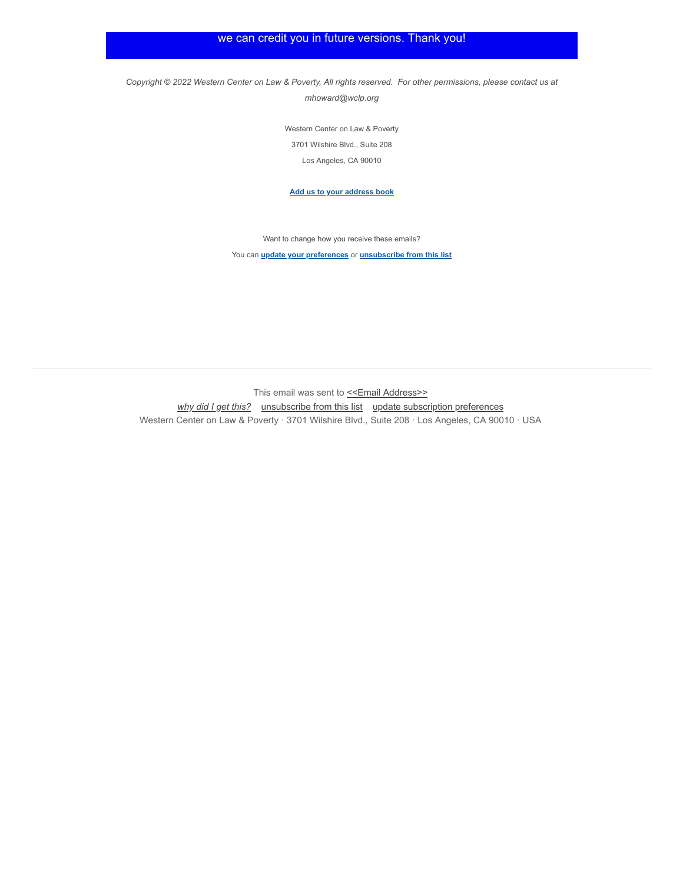we can credit you in future versions. Thank you!

*Copyright © 2022 Western Center on Law & Poverty, All rights reserved. For other permissions, please contact us at mhoward@wclp.org*

Western Center on Law & Poverty

3701 Wilshire Blvd., Suite 208

Los Angeles, CA 90010

**Add us to your address book**

Want to change how you receive these emails?

You can **update your preferences** or **unsubscribe from this list**

---

This email was sent to <<Email Address>>

*why did I get this?* unsubscribe from this list update subscription preferences

Western Center on Law & Poverty · 3701 Wilshire Blvd., Suite 208 · Los Angeles, CA 90010 · USA